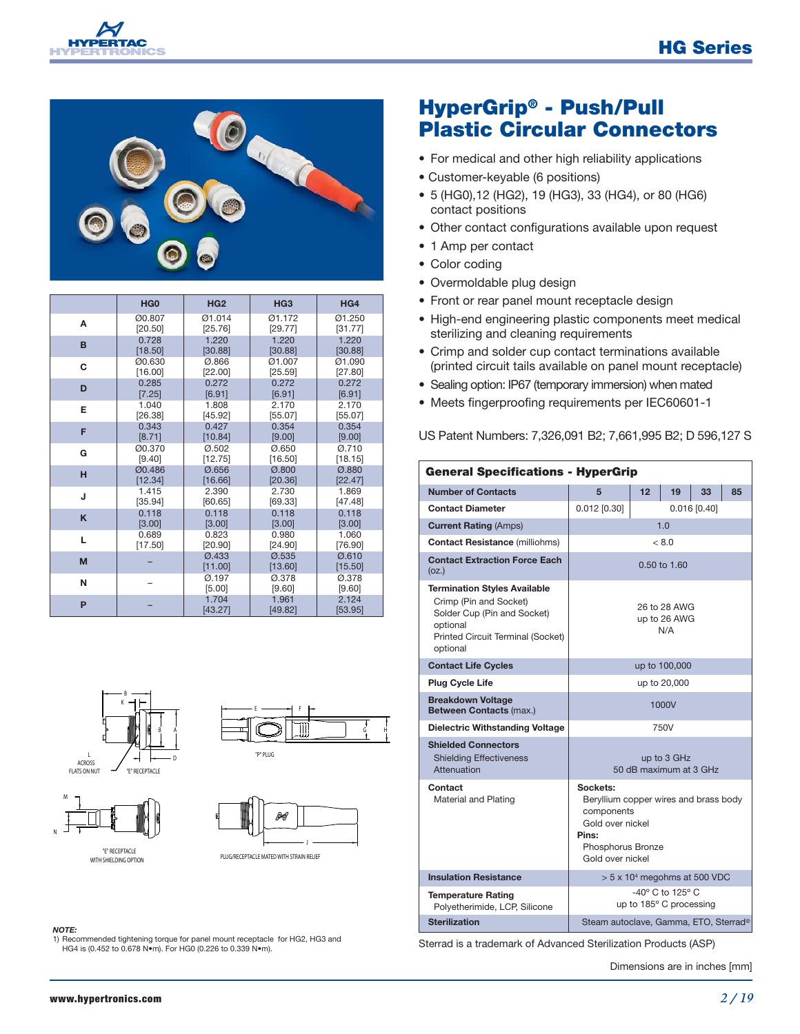# HyperGrip® - Push/Pull Plastic Circular Connectors

- For medical and other high reliability applications
- Customer-keyable (6 positions)
- 5 (HG0),12 (HG2), 19 (HG3), 33 (HG4), or 80 (HG6) contact positions
- Other contact configurations available upon request
- 1 Amp per contact
- Color coding
- Overmoldable plug design
- Front or rear panel mount receptacle design
- High-end engineering plastic components meet medical sterilizing and cleaning requirements
- Crimp and solder cup contact terminations available (printed circuit tails available on panel mount receptacle)
- Sealing option: IP67 (temporary immersion) when mated
- Meets fingerproofing requirements per IEC60601-1

US Patent Numbers: 7,326,091 B2; 7,661,995 B2; D 596,127 S

| | HG0 | HG2 | HG3 | HG4 |
|---|---|---|---|---|
| A | Ø0.807 [20.50] | Ø1.014 [25.76] | Ø1.172 [29.77] | Ø1.250 [31.77] |
| B | 0.728 [18.50] | 1.220 [30.88] | 1.220 [30.88] | 1.220 [30.88] |
| C | Ø0.630 [16.00] | Ø.866 [22.00] | Ø1.007 [25.59] | Ø1.090 [27.80] |
| D | 0.285 [7.25] | 0.272 [6.91] | 0.272 [6.91] | 0.272 [6.91] |
| E | 1.040 [26.38] | 1.808 [45.92] | 2.170 [55.07] | 2.170 [55.07] |
| F | 0.343 [8.71] | 0.427 [10.84] | 0.354 [9.00] | 0.354 [9.00] |
| G | Ø0.370 [9.40] | Ø.502 [12.75] | Ø.650 [16.50] | Ø.710 [18.15] |
| H | Ø0.486 [12.34] | Ø.656 [16.66] | Ø.800 [20.36] | Ø.880 [22.47] |
| J | 1.415 [35.94] | 2.390 [60.65] | 2.730 [69.33] | 1.869 [47.48] |
| K | 0.118 [3.00] | 0.118 [3.00] | 0.118 [3.00] | 0.118 [3.00] |
| L | 0.689 [17.50] | 0.823 [20.90] | 0.980 [24.90] | 1.060 [76.90] |
| M | – | Ø.433 [11.00] | Ø.535 [13.60] | Ø.610 [15.50] |
| N | – | Ø.197 [5.00] | Ø.378 [9.60] | Ø.378 [9.60] |
| P | – | 1.704 [43.27] | 1.961 [49.82] | 2.124 [53.95] |

L ACROSS FLATS ON NUT

"E" RECEPTACLE

"P" PLUG

"E" RECEPTACLE WITH SHIELDING OPTION

PLUG/RECEPTACLE MATED WITH STRAIN RELIEF

| General Specifications - HyperGrip | | | | | |
|---|---|---|---|---|---|
| Number of Contacts | 5 | 12 | 19 | 33 | 85 |
| Contact Diameter | 0.012 [0.30] | 0.016 [0.40] | | | |
| Current Rating (Amps) | 1.0 | | | | |
| Contact Resistance (milliohms) | < 8.0 | | | | |
| Contact Extraction Force Each (oz.) | 0.50 to 1.60 | | | | |
| Termination Styles Available<br>Crimp (Pin and Socket)<br>Solder Cup (Pin and Socket) optional<br>Printed Circuit Terminal (Socket) optional | <br>26 to 28 AWG<br>up to 26 AWG<br>N/A | | | | |
| Contact Life Cycles | up to 100,000 | | | | |
| Plug Cycle Life | up to 20,000 | | | | |
| Breakdown Voltage Between Contacts (max.) | 1000V | | | | |
| Dielectric Withstanding Voltage | 750V | | | | |
| Shielded Connectors<br>Shielding Effectiveness<br>Attenuation | <br>up to 3 GHz<br>50 dB maximum at 3 GHz | | | | |
| Contact<br>Material and Plating | Sockets:<br>Beryllium copper wires and brass body components<br>Gold over nickel<br>Pins:<br>Phosphorus Bronze<br>Gold over nickel | | | | |
| Insulation Resistance | > 5 x $10^4$ megohms at 500 VDC | | | | |
| Temperature Rating<br>Polyetherimide, LCP, Silicone | -40° C to 125° C<br>up to 185° C processing | | | | |
| Sterilization | Steam autoclave, Gamma, ETO, Sterrad® | | | | |

Sterrad is a trademark of Advanced Sterilization Products (ASP)

Dimensions are in inches [mm]

**NOTE:**
1) Recommended tightening torque for panel mount receptacle for HG2, HG3 and HG4 is (0.452 to 0.678 N•m). For HG0 (0.226 to 0.339 N•m).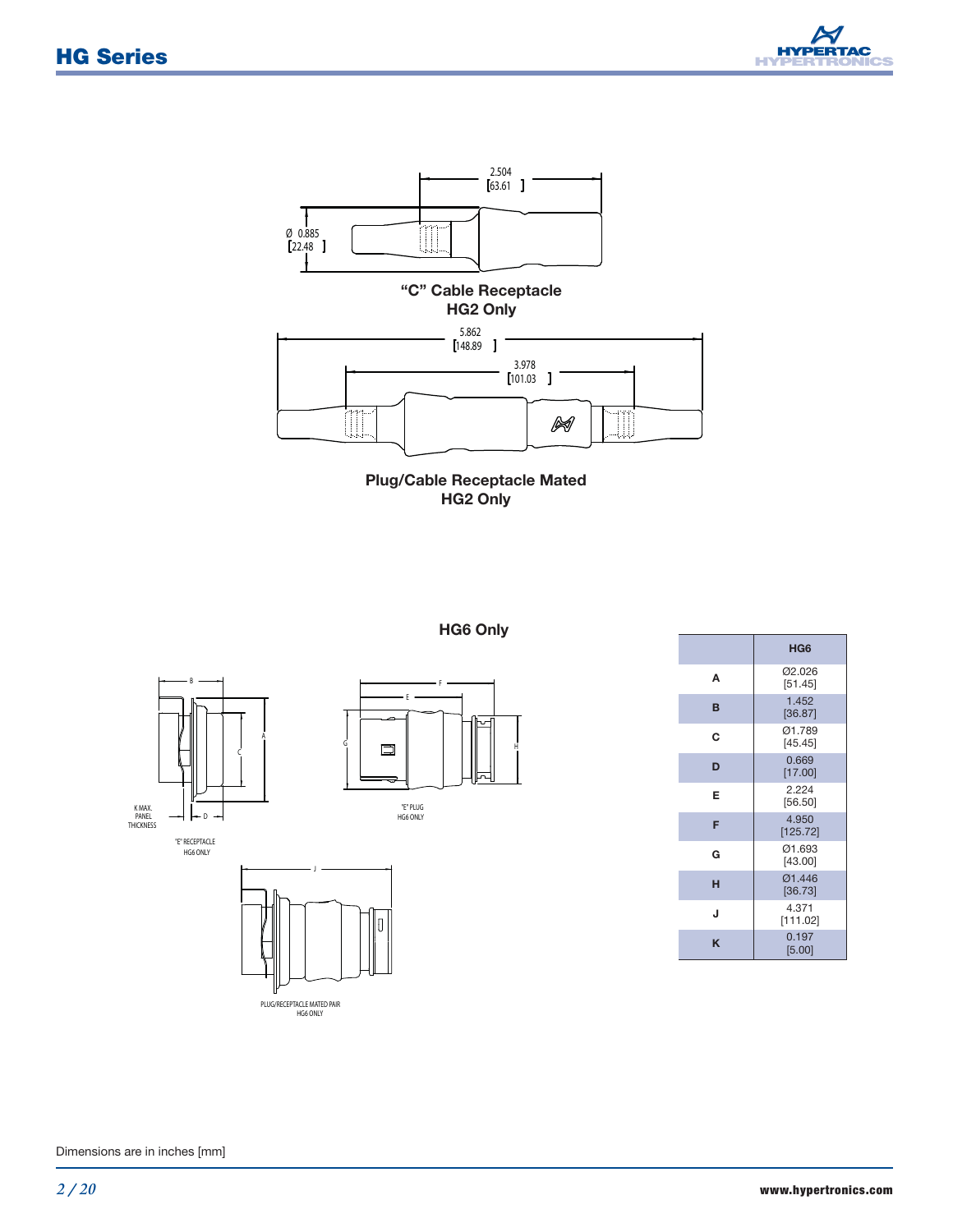2.504
[63.61]

Ø 0.885
[22.48]

**"C" Cable Receptacle**
**HG2 Only**

5.862
[148.89]

3.978
[101.03]

**Plug/Cable Receptacle Mated**
**HG2 Only**

## HG6 Only

"E" RECEPTACLE
HG6 ONLY

K MAX. PANEL THICKNESS

"E" PLUG
HG6 ONLY

PLUG/RECEPTACLE MATED PAIR
HG6 ONLY

| | HG6 |
|---|---|
| A | Ø2.026 [51.45] |
| B | 1.452 [36.87] |
| C | Ø1.789 [45.45] |
| D | 0.669 [17.00] |
| E | 2.224 [56.50] |
| F | 4.950 [125.72] |
| G | Ø1.693 [43.00] |
| H | Ø1.446 [36.73] |
| J | 4.371 [111.02] |
| K | 0.197 [5.00] |

Dimensions are in inches [mm]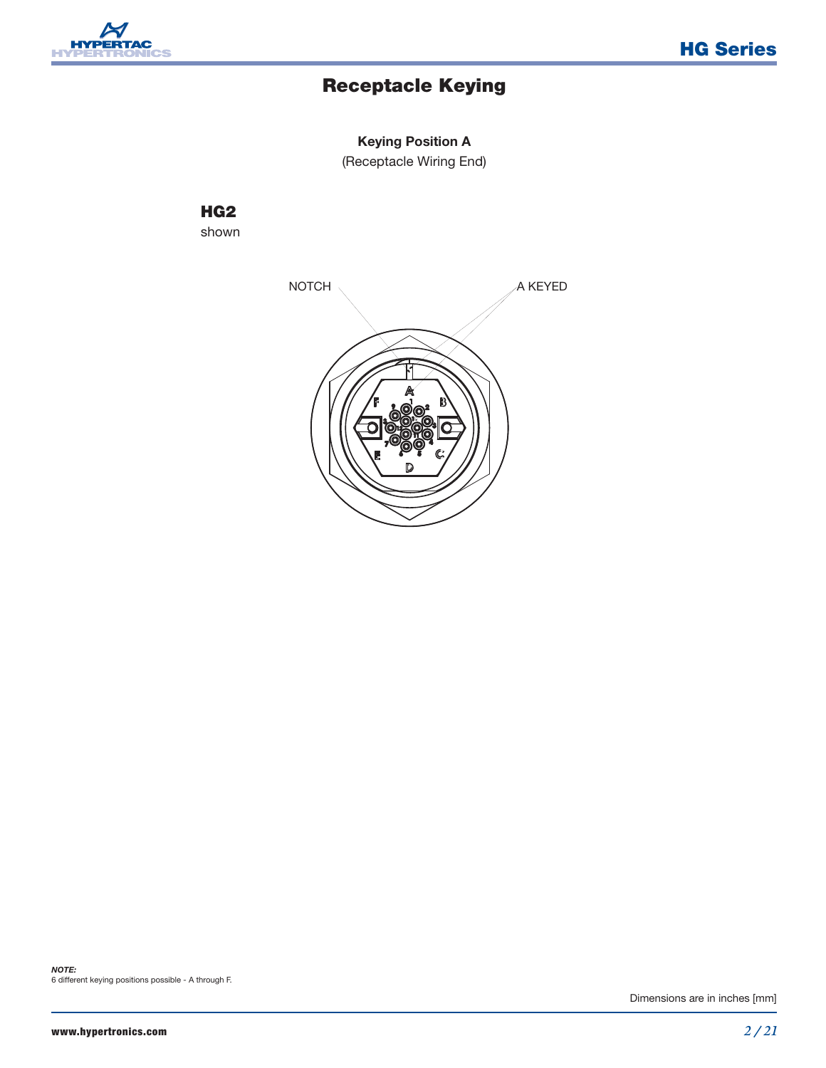# Receptacle Keying

**Keying Position A**

(Receptacle Wiring End)

**HG2**

shown

NOTCH

A KEYED

***NOTE:***

6 different keying positions possible - A through F.

Dimensions are in inches [mm]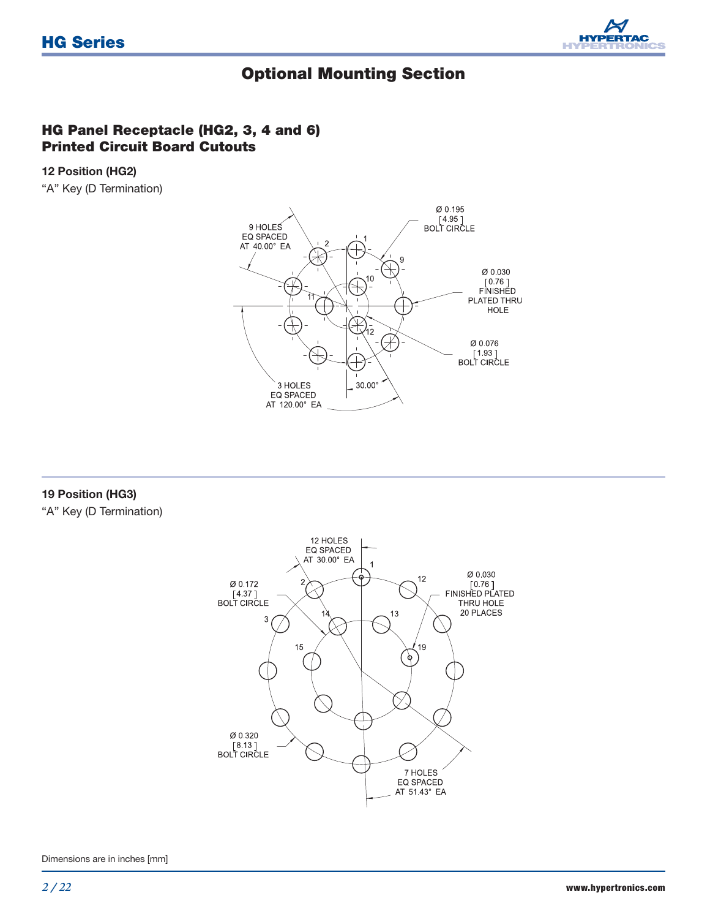## Optional Mounting Section

### HG Panel Receptacle (HG2, 3, 4 and 6) Printed Circuit Board Cutouts

**12 Position (HG2)**

"A" Key (D Termination)

9 HOLES EQ SPACED AT 40.00° EA

Ø 0.195 [4.95] BOLT CIRCLE

Ø 0.030 [0.76] FINISHED PLATED THRU HOLE

Ø 0.076 [1.93] BOLT CIRCLE

3 HOLES EQ SPACED AT 120.00° EA

30.00°

**19 Position (HG3)**

"A" Key (D Termination)

12 HOLES EQ SPACED AT 30.00° EA

Ø 0.172 [4.37] BOLT CIRCLE

Ø 0.030 [0.76] FINISHED PLATED THRU HOLE 20 PLACES

Ø 0.320 [8.13] BOLT CIRCLE

7 HOLES EQ SPACED AT 51.43° EA

Dimensions are in inches [mm]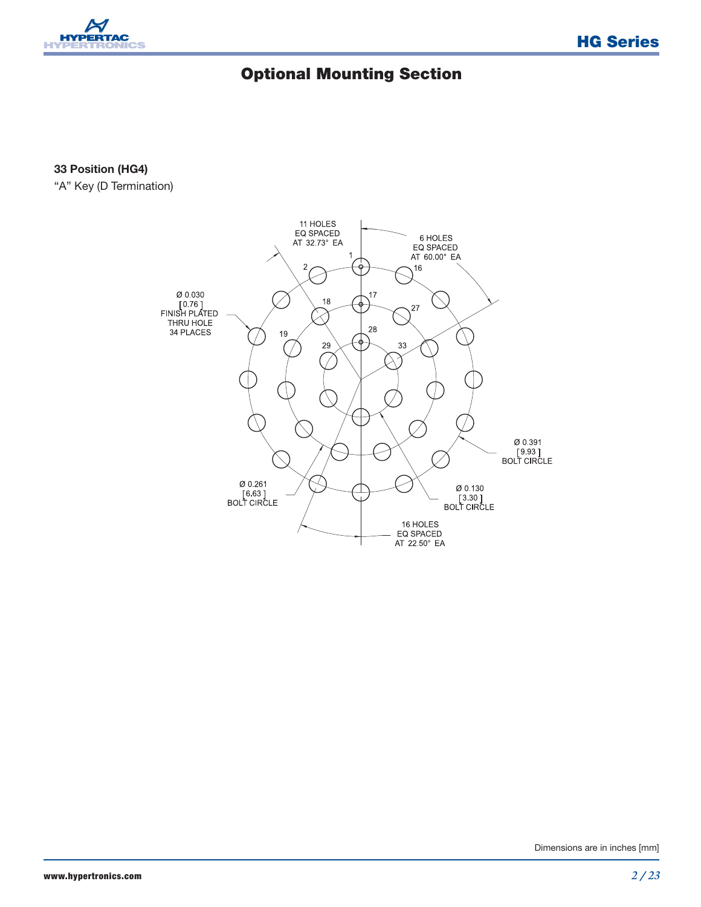# Optional Mounting Section

**33 Position (HG4)**

"A" Key (D Termination)

11 HOLES
EQ SPACED
AT 32.73° EA

6 HOLES
EQ SPACED
AT 60.00° EA

Ø 0.030
[0.76]
FINISH PLATED
THRU HOLE
34 PLACES

Ø 0.391
[9.93]
BOLT CIRCLE

Ø 0.261
[6.63]
BOLT CIRCLE

Ø 0.130
[3.30]
BOLT CIRCLE

16 HOLES
EQ SPACED
AT 22.50° EA

Dimensions are in inches [mm]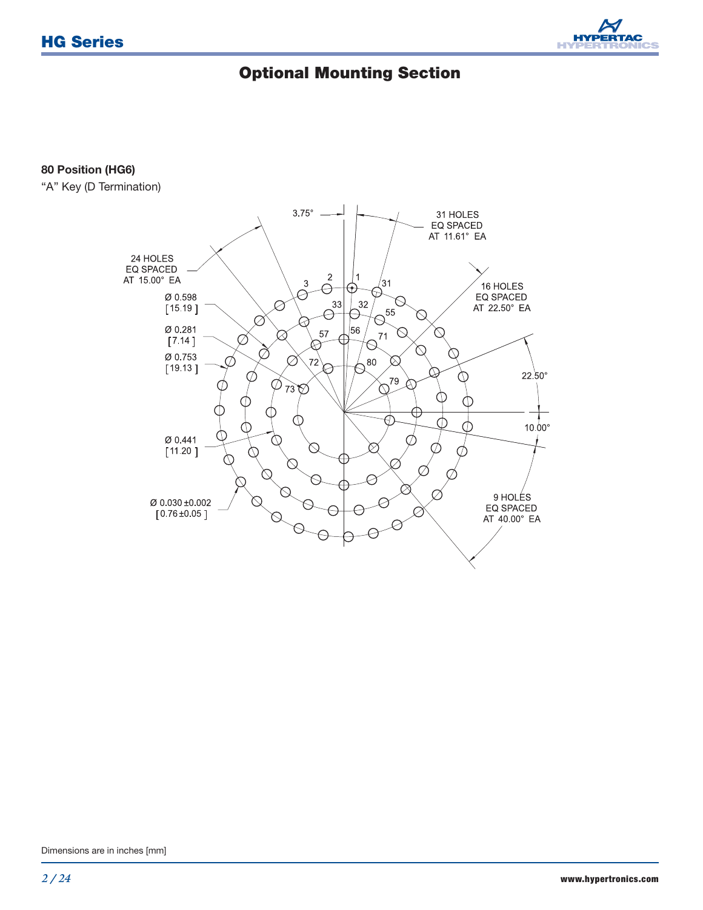# Optional Mounting Section

**80 Position (HG6)**

“A” Key (D Termination)

3.75°

31 HOLES
EQ SPACED
AT 11.61° EA

24 HOLES
EQ SPACED
AT 15.00° EA

16 HOLES
EQ SPACED
AT 22.50° EA

Ø 0.598
[15.19]

Ø 0.281
[7.14]

Ø 0.753
[19.13]

22.50°

10.00°

Ø 0.441
[11.20]

9 HOLES
EQ SPACED
AT 40.00° EA

Ø 0.030 ±0.002
[0.76 ±0.05]

Dimensions are in inches [mm]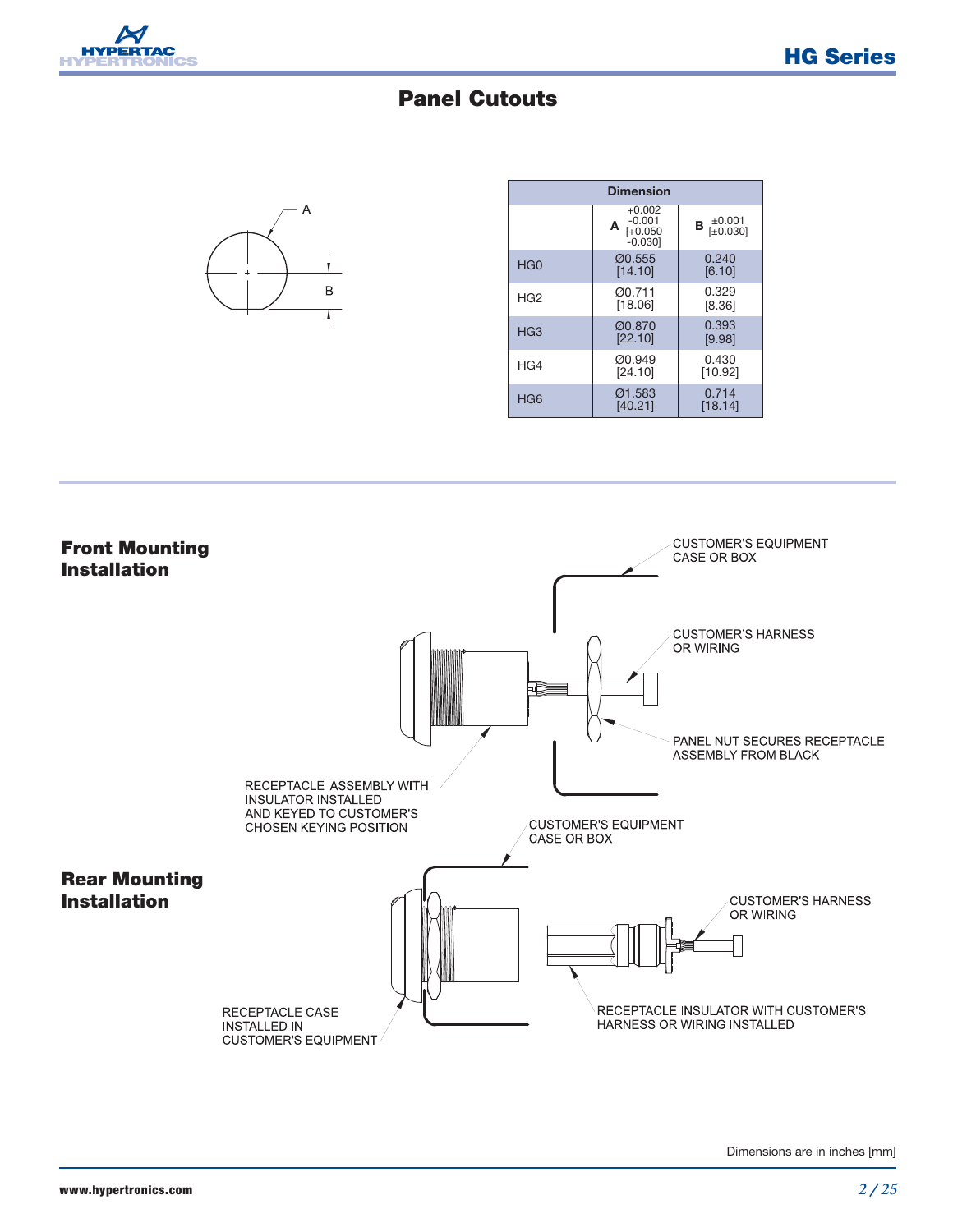# Panel Cutouts

A

B

| | A +0.002 -0.001 [+0.050 -0.030] | B ±0.001 [±0.030] |
|---|---|---|
| HG0 | Ø0.555 [14.10] | 0.240 [6.10] |
| HG2 | Ø0.711 [18.06] | 0.329 [8.36] |
| HG3 | Ø0.870 [22.10] | 0.393 [9.98] |
| HG4 | Ø0.949 [24.10] | 0.430 [10.92] |
| HG6 | Ø1.583 [40.21] | 0.714 [18.14] |

## Front Mounting Installation

CUSTOMER'S EQUIPMENT CASE OR BOX

CUSTOMER'S HARNESS OR WIRING

PANEL NUT SECURES RECEPTACLE ASSEMBLY FROM BLACK

RECEPTACLE ASSEMBLY WITH INSULATOR INSTALLED AND KEYED TO CUSTOMER'S CHOSEN KEYING POSITION

## Rear Mounting Installation

CUSTOMER'S EQUIPMENT CASE OR BOX

CUSTOMER'S HARNESS OR WIRING

RECEPTACLE CASE INSTALLED IN CUSTOMER'S EQUIPMENT

RECEPTACLE INSULATOR WITH CUSTOMER'S HARNESS OR WIRING INSTALLED

Dimensions are in inches [mm]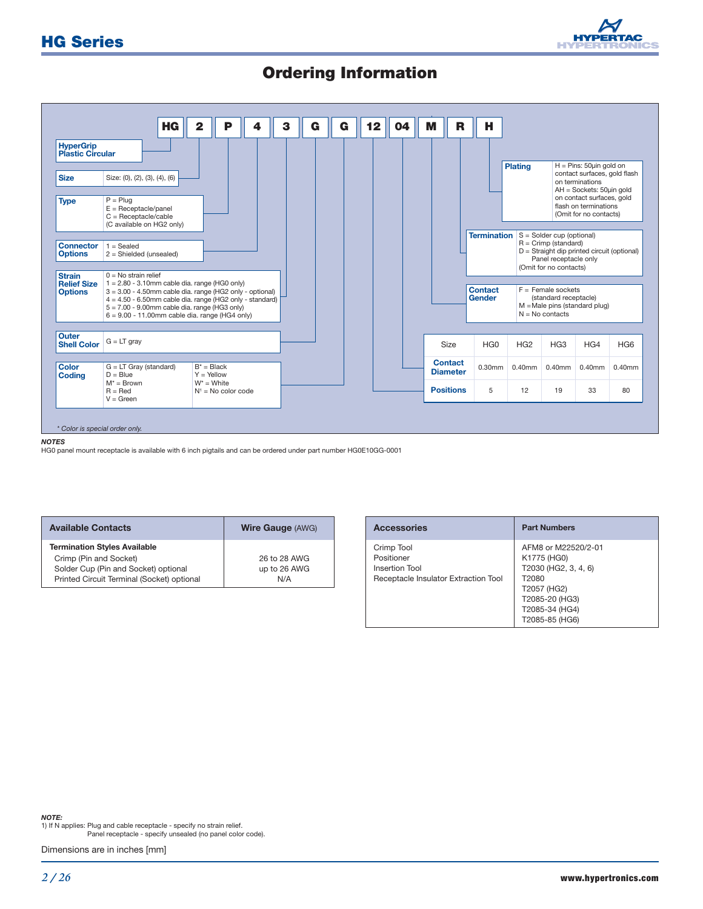# Ordering Information

**HG | 2 | P | 4 | 3 | G | G | 12 | 04 | M | R | H**

| Field | Options |
|---|---|
| **HyperGrip Plastic Circular** | HG |
| **Size** | Size: (0), (2), (3), (4), (6) |
| **Type** | P = Plug<br>E = Receptacle/panel<br>C = Receptacle/cable<br>(C available on HG2 only) |
| **Connector Options** | 1 = Sealed<br>2 = Shielded (unsealed) |
| **Strain Relief Size Options** | 0 = No strain relief<br>1 = 2.80 - 3.10mm cable dia. range (HG0 only)<br>3 = 3.00 - 4.50mm cable dia. range (HG2 only - optional)<br>4 = 4.50 - 6.50mm cable dia. range (HG2 only - standard)<br>5 = 7.00 - 9.00mm cable dia. range (HG3 only)<br>6 = 9.00 - 11.00mm cable dia. range (HG4 only) |
| **Outer Shell Color** | G = LT gray |
| **Color Coding** | G = LT Gray (standard)<br>D = Blue<br>M* = Brown<br>R = Red<br>V = Green<br>B* = Black<br>Y = Yellow<br>W* = White<br>N[1] = No color code |
| **Contact Gender** | F = Female sockets (standard receptacle)<br>M = Male pins (standard plug)<br>N = No contacts |
| **Termination** | S = Solder cup (optional)<br>R = Crimp (standard)<br>D = Straight dip printed circuit (optional) Panel receptacle only<br>(Omit for no contacts) |
| **Plating** | H = Pins: 50µin gold on contact surfaces, gold flash on terminations<br>AH = Sockets: 50µin gold on contact surfaces, gold flash on terminations<br>(Omit for no contacts) |

| Size | HG0 | HG2 | HG3 | HG4 | HG6 |
|---|---|---|---|---|---|
| **Contact Diameter** | 0.30mm | 0.40mm | 0.40mm | 0.40mm | 0.40mm |
| **Positions** | 5 | 12 | 19 | 33 | 80 |

*\* Color is special order only.*

***NOTES***

HG0 panel mount receptacle is available with 6 inch pigtails and can be ordered under part number HG0E10GG-0001

| Available Contacts | Wire Gauge (AWG) |
|---|---|
| **Termination Styles Available** | |
| Crimp (Pin and Socket) | 26 to 28 AWG |
| Solder Cup (Pin and Socket) optional | up to 26 AWG |
| Printed Circuit Terminal (Socket) optional | N/A |

| Accessories | Part Numbers |
|---|---|
| Crimp Tool | AFM8 or M22520/2-01 |
| Positioner | K1775 (HG0)<br>T2030 (HG2, 3, 4, 6) |
| Insertion Tool | T2080 |
| Receptacle Insulator Extraction Tool | T2057 (HG2)<br>T2085-20 (HG3)<br>T2085-34 (HG4)<br>T2085-85 (HG6) |

***NOTE:***

1) If N applies: Plug and cable receptacle - specify no strain relief.
Panel receptacle - specify unsealed (no panel color code).

Dimensions are in inches [mm]